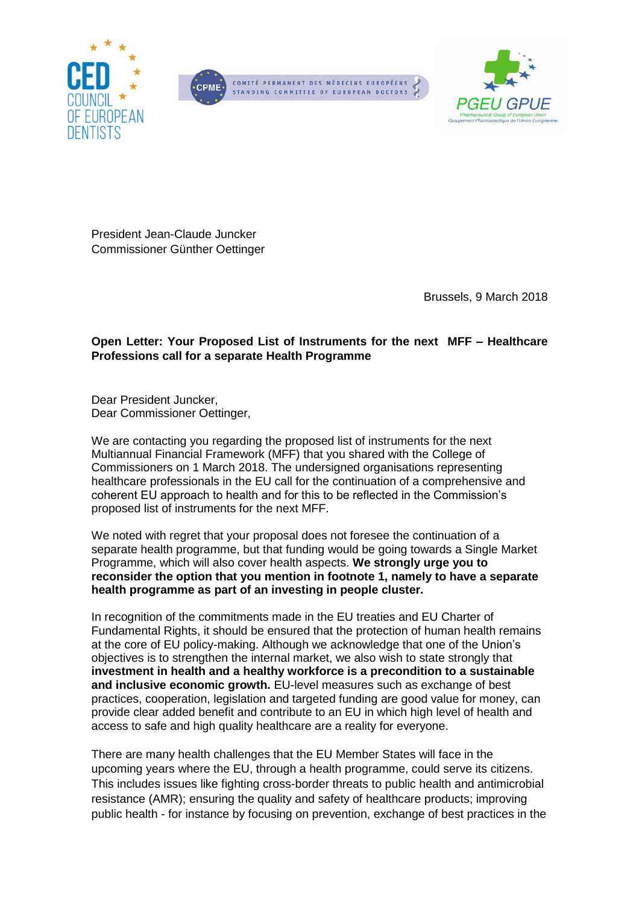CED COUNCIL OF EUROPEAN DENTISTS

CPME – COMITÉ PERMANENT DES MÉDECINS EUROPÉENS – STANDING COMMITTEE OF EUROPEAN DOCTORS

PGEU GPUE – Pharmaceutical Group of European Union – Groupement Pharmaceutique de l'Union Européenne

President Jean-Claude Juncker
Commissioner Günther Oettinger

Brussels, 9 March 2018

**Open Letter: Your Proposed List of Instruments for the next MFF – Healthcare Professions call for a separate Health Programme**

Dear President Juncker,
Dear Commissioner Oettinger,

We are contacting you regarding the proposed list of instruments for the next Multiannual Financial Framework (MFF) that you shared with the College of Commissioners on 1 March 2018. The undersigned organisations representing healthcare professionals in the EU call for the continuation of a comprehensive and coherent EU approach to health and for this to be reflected in the Commission's proposed list of instruments for the next MFF.

We noted with regret that your proposal does not foresee the continuation of a separate health programme, but that funding would be going towards a Single Market Programme, which will also cover health aspects. **We strongly urge you to reconsider the option that you mention in footnote 1, namely to have a separate health programme as part of an investing in people cluster.**

In recognition of the commitments made in the EU treaties and EU Charter of Fundamental Rights, it should be ensured that the protection of human health remains at the core of EU policy-making. Although we acknowledge that one of the Union's objectives is to strengthen the internal market, we also wish to state strongly that **investment in health and a healthy workforce is a precondition to a sustainable and inclusive economic growth.** EU-level measures such as exchange of best practices, cooperation, legislation and targeted funding are good value for money, can provide clear added benefit and contribute to an EU in which high level of health and access to safe and high quality healthcare are a reality for everyone.

There are many health challenges that the EU Member States will face in the upcoming years where the EU, through a health programme, could serve its citizens. This includes issues like fighting cross-border threats to public health and antimicrobial resistance (AMR); ensuring the quality and safety of healthcare products; improving public health - for instance by focusing on prevention, exchange of best practices in the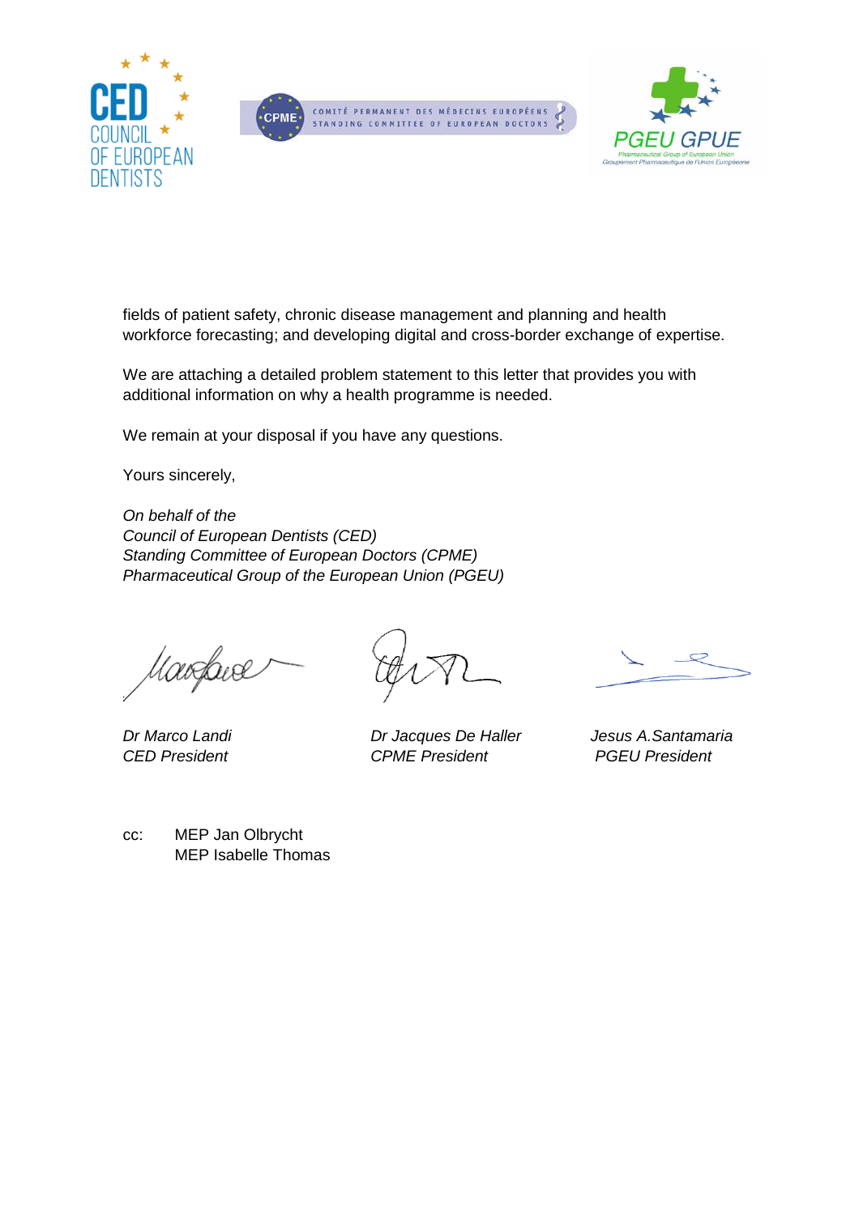fields of patient safety, chronic disease management and planning and health workforce forecasting; and developing digital and cross-border exchange of expertise.

We are attaching a detailed problem statement to this letter that provides you with additional information on why a health programme is needed.

We remain at your disposal if you have any questions.

Yours sincerely,

*On behalf of the*
*Council of European Dentists (CED)*
*Standing Committee of European Doctors (CPME)*
*Pharmaceutical Group of the European Union (PGEU)*

| | | |
|---|---|---|
| *Dr Marco Landi* | *Dr Jacques De Haller* | *Jesus A.Santamaria* |
| *CED President* | *CPME President* | *PGEU President* |

cc: MEP Jan Olbrycht
MEP Isabelle Thomas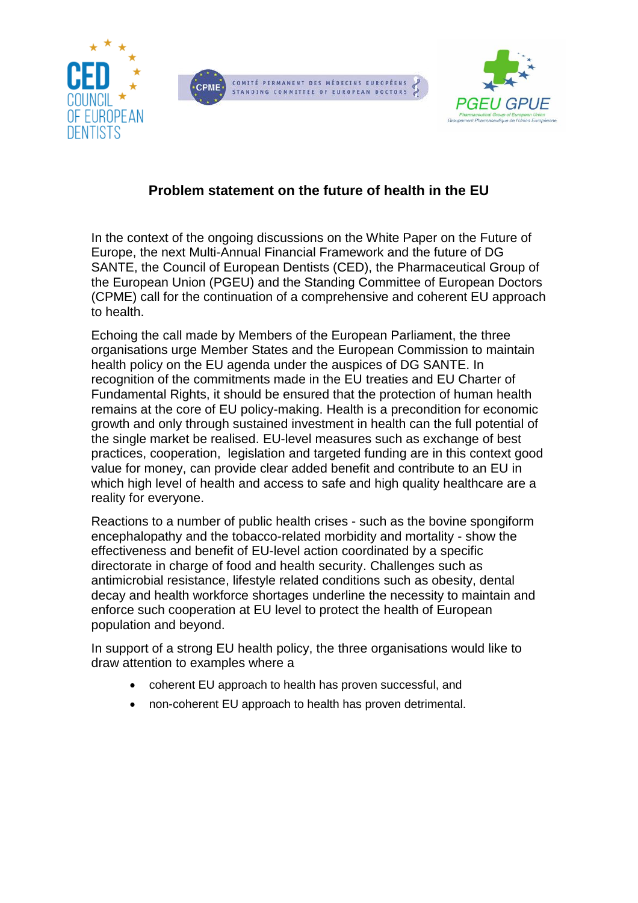## Problem statement on the future of health in the EU

In the context of the ongoing discussions on the White Paper on the Future of Europe, the next Multi-Annual Financial Framework and the future of DG SANTE, the Council of European Dentists (CED), the Pharmaceutical Group of the European Union (PGEU) and the Standing Committee of European Doctors (CPME) call for the continuation of a comprehensive and coherent EU approach to health.

Echoing the call made by Members of the European Parliament, the three organisations urge Member States and the European Commission to maintain health policy on the EU agenda under the auspices of DG SANTE. In recognition of the commitments made in the EU treaties and EU Charter of Fundamental Rights, it should be ensured that the protection of human health remains at the core of EU policy-making. Health is a precondition for economic growth and only through sustained investment in health can the full potential of the single market be realised. EU-level measures such as exchange of best practices, cooperation, legislation and targeted funding are in this context good value for money, can provide clear added benefit and contribute to an EU in which high level of health and access to safe and high quality healthcare are a reality for everyone.

Reactions to a number of public health crises - such as the bovine spongiform encephalopathy and the tobacco-related morbidity and mortality - show the effectiveness and benefit of EU-level action coordinated by a specific directorate in charge of food and health security. Challenges such as antimicrobial resistance, lifestyle related conditions such as obesity, dental decay and health workforce shortages underline the necessity to maintain and enforce such cooperation at EU level to protect the health of European population and beyond.

In support of a strong EU health policy, the three organisations would like to draw attention to examples where a

- coherent EU approach to health has proven successful, and
- non-coherent EU approach to health has proven detrimental.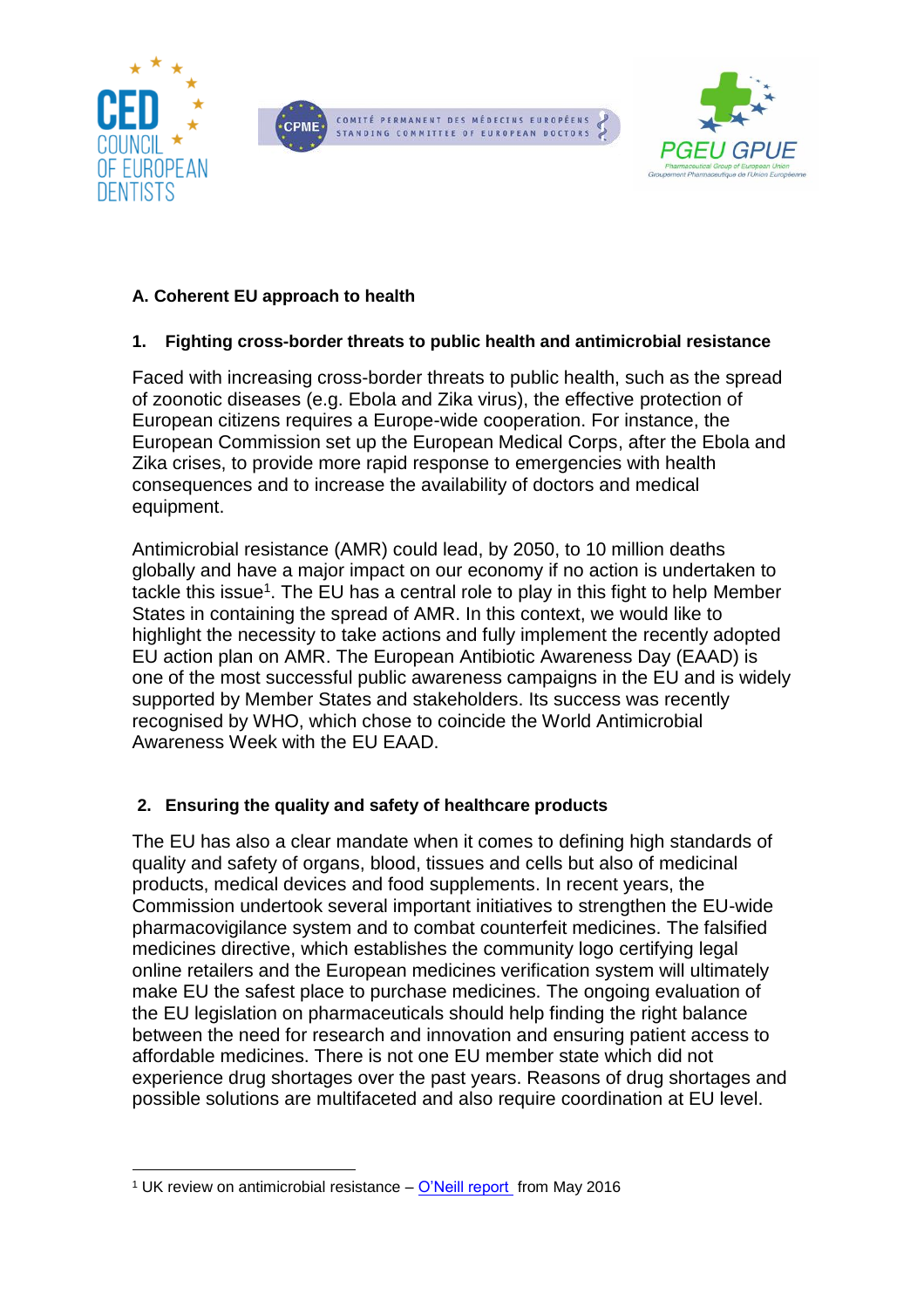## A. Coherent EU approach to health

### 1. Fighting cross-border threats to public health and antimicrobial resistance

Faced with increasing cross-border threats to public health, such as the spread of zoonotic diseases (e.g. Ebola and Zika virus), the effective protection of European citizens requires a Europe-wide cooperation. For instance, the European Commission set up the European Medical Corps, after the Ebola and Zika crises, to provide more rapid response to emergencies with health consequences and to increase the availability of doctors and medical equipment.

Antimicrobial resistance (AMR) could lead, by 2050, to 10 million deaths globally and have a major impact on our economy if no action is undertaken to tackle this issue[1]. The EU has a central role to play in this fight to help Member States in containing the spread of AMR. In this context, we would like to highlight the necessity to take actions and fully implement the recently adopted EU action plan on AMR. The European Antibiotic Awareness Day (EAAD) is one of the most successful public awareness campaigns in the EU and is widely supported by Member States and stakeholders. Its success was recently recognised by WHO, which chose to coincide the World Antimicrobial Awareness Week with the EU EAAD.

### 2. Ensuring the quality and safety of healthcare products

The EU has also a clear mandate when it comes to defining high standards of quality and safety of organs, blood, tissues and cells but also of medicinal products, medical devices and food supplements. In recent years, the Commission undertook several important initiatives to strengthen the EU-wide pharmacovigilance system and to combat counterfeit medicines. The falsified medicines directive, which establishes the community logo certifying legal online retailers and the European medicines verification system will ultimately make EU the safest place to purchase medicines. The ongoing evaluation of the EU legislation on pharmaceuticals should help finding the right balance between the need for research and innovation and ensuring patient access to affordable medicines. There is not one EU member state which did not experience drug shortages over the past years. Reasons of drug shortages and possible solutions are multifaceted and also require coordination at EU level.

---

[1] UK review on antimicrobial resistance – O'Neill report from May 2016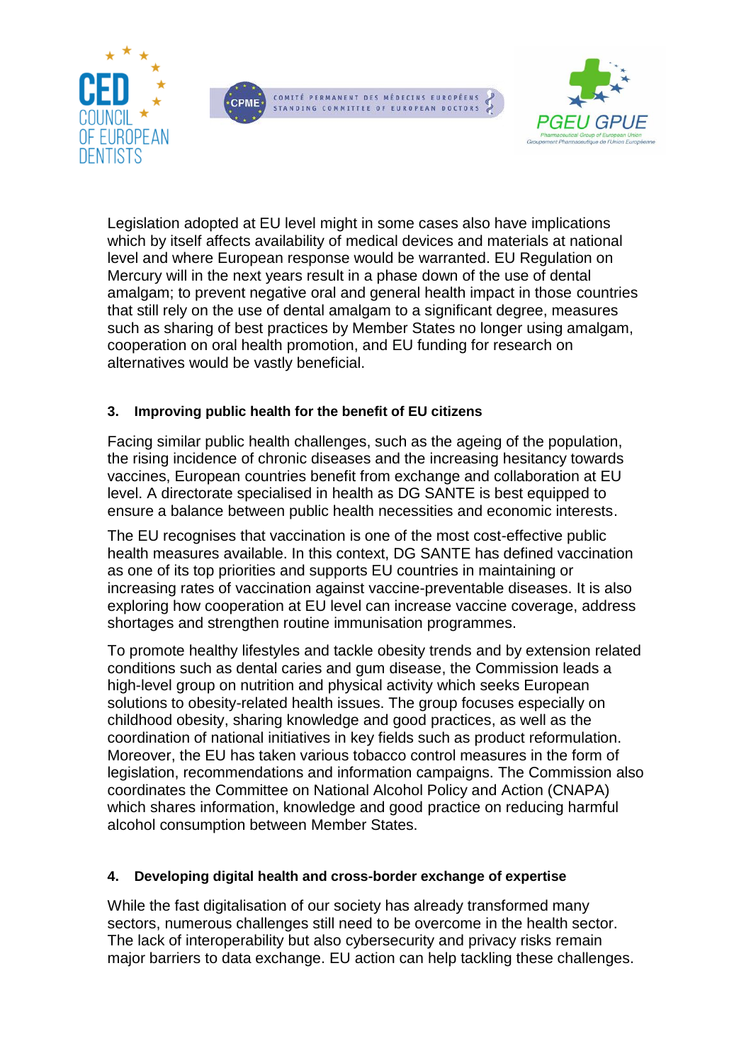Legislation adopted at EU level might in some cases also have implications which by itself affects availability of medical devices and materials at national level and where European response would be warranted. EU Regulation on Mercury will in the next years result in a phase down of the use of dental amalgam; to prevent negative oral and general health impact in those countries that still rely on the use of dental amalgam to a significant degree, measures such as sharing of best practices by Member States no longer using amalgam, cooperation on oral health promotion, and EU funding for research on alternatives would be vastly beneficial.

## 3. Improving public health for the benefit of EU citizens

Facing similar public health challenges, such as the ageing of the population, the rising incidence of chronic diseases and the increasing hesitancy towards vaccines, European countries benefit from exchange and collaboration at EU level. A directorate specialised in health as DG SANTE is best equipped to ensure a balance between public health necessities and economic interests.

The EU recognises that vaccination is one of the most cost-effective public health measures available. In this context, DG SANTE has defined vaccination as one of its top priorities and supports EU countries in maintaining or increasing rates of vaccination against vaccine-preventable diseases. It is also exploring how cooperation at EU level can increase vaccine coverage, address shortages and strengthen routine immunisation programmes.

To promote healthy lifestyles and tackle obesity trends and by extension related conditions such as dental caries and gum disease, the Commission leads a high-level group on nutrition and physical activity which seeks European solutions to obesity-related health issues. The group focuses especially on childhood obesity, sharing knowledge and good practices, as well as the coordination of national initiatives in key fields such as product reformulation. Moreover, the EU has taken various tobacco control measures in the form of legislation, recommendations and information campaigns. The Commission also coordinates the Committee on National Alcohol Policy and Action (CNAPA) which shares information, knowledge and good practice on reducing harmful alcohol consumption between Member States.

## 4. Developing digital health and cross-border exchange of expertise

While the fast digitalisation of our society has already transformed many sectors, numerous challenges still need to be overcome in the health sector. The lack of interoperability but also cybersecurity and privacy risks remain major barriers to data exchange. EU action can help tackling these challenges.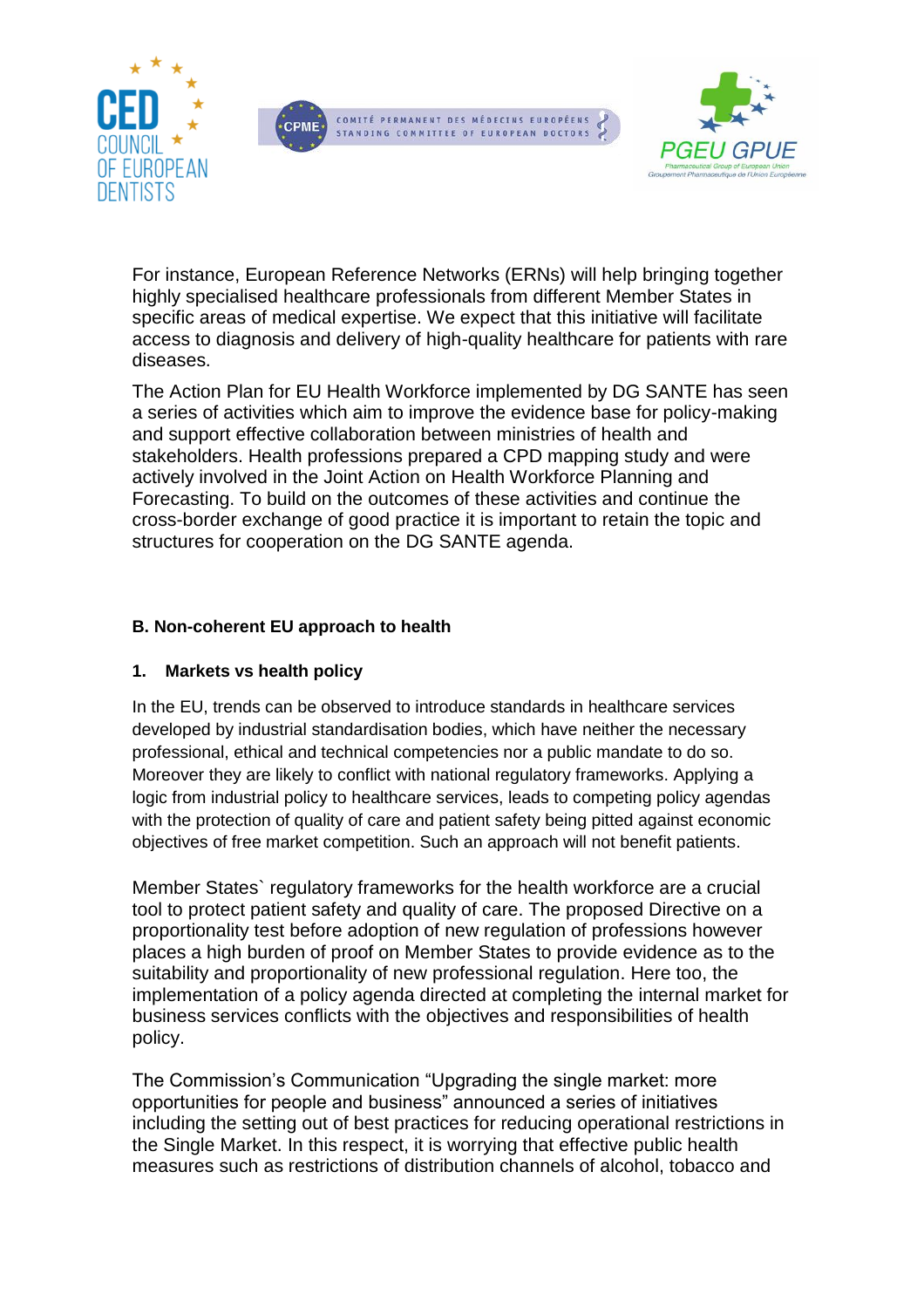For instance, European Reference Networks (ERNs) will help bringing together highly specialised healthcare professionals from different Member States in specific areas of medical expertise. We expect that this initiative will facilitate access to diagnosis and delivery of high-quality healthcare for patients with rare diseases.

The Action Plan for EU Health Workforce implemented by DG SANTE has seen a series of activities which aim to improve the evidence base for policy-making and support effective collaboration between ministries of health and stakeholders. Health professions prepared a CPD mapping study and were actively involved in the Joint Action on Health Workforce Planning and Forecasting. To build on the outcomes of these activities and continue the cross-border exchange of good practice it is important to retain the topic and structures for cooperation on the DG SANTE agenda.

**B. Non-coherent EU approach to health**

**1. Markets vs health policy**

In the EU, trends can be observed to introduce standards in healthcare services developed by industrial standardisation bodies, which have neither the necessary professional, ethical and technical competencies nor a public mandate to do so. Moreover they are likely to conflict with national regulatory frameworks. Applying a logic from industrial policy to healthcare services, leads to competing policy agendas with the protection of quality of care and patient safety being pitted against economic objectives of free market competition. Such an approach will not benefit patients.

Member States` regulatory frameworks for the health workforce are a crucial tool to protect patient safety and quality of care. The proposed Directive on a proportionality test before adoption of new regulation of professions however places a high burden of proof on Member States to provide evidence as to the suitability and proportionality of new professional regulation. Here too, the implementation of a policy agenda directed at completing the internal market for business services conflicts with the objectives and responsibilities of health policy.

The Commission's Communication "Upgrading the single market: more opportunities for people and business" announced a series of initiatives including the setting out of best practices for reducing operational restrictions in the Single Market. In this respect, it is worrying that effective public health measures such as restrictions of distribution channels of alcohol, tobacco and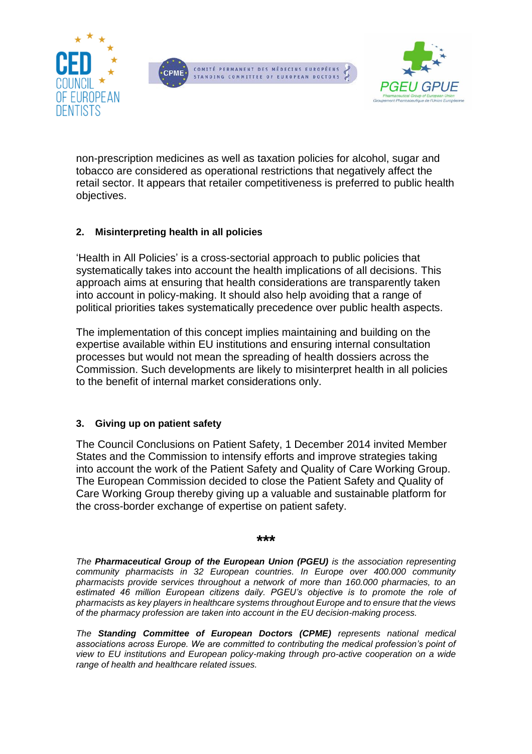non-prescription medicines as well as taxation policies for alcohol, sugar and tobacco are considered as operational restrictions that negatively affect the retail sector. It appears that retailer competitiveness is preferred to public health objectives.

## 2. Misinterpreting health in all policies

'Health in All Policies' is a cross-sectorial approach to public policies that systematically takes into account the health implications of all decisions. This approach aims at ensuring that health considerations are transparently taken into account in policy-making. It should also help avoiding that a range of political priorities takes systematically precedence over public health aspects.

The implementation of this concept implies maintaining and building on the expertise available within EU institutions and ensuring internal consultation processes but would not mean the spreading of health dossiers across the Commission. Such developments are likely to misinterpret health in all policies to the benefit of internal market considerations only.

## 3. Giving up on patient safety

The Council Conclusions on Patient Safety, 1 December 2014 invited Member States and the Commission to intensify efforts and improve strategies taking into account the work of the Patient Safety and Quality of Care Working Group. The European Commission decided to close the Patient Safety and Quality of Care Working Group thereby giving up a valuable and sustainable platform for the cross-border exchange of expertise on patient safety.

***

*The **Pharmaceutical Group of the European Union (PGEU)** is the association representing community pharmacists in 32 European countries. In Europe over 400.000 community pharmacists provide services throughout a network of more than 160.000 pharmacies, to an estimated 46 million European citizens daily. PGEU's objective is to promote the role of pharmacists as key players in healthcare systems throughout Europe and to ensure that the views of the pharmacy profession are taken into account in the EU decision-making process.*

*The **Standing Committee of European Doctors (CPME)** represents national medical associations across Europe. We are committed to contributing the medical profession's point of view to EU institutions and European policy-making through pro-active cooperation on a wide range of health and healthcare related issues.*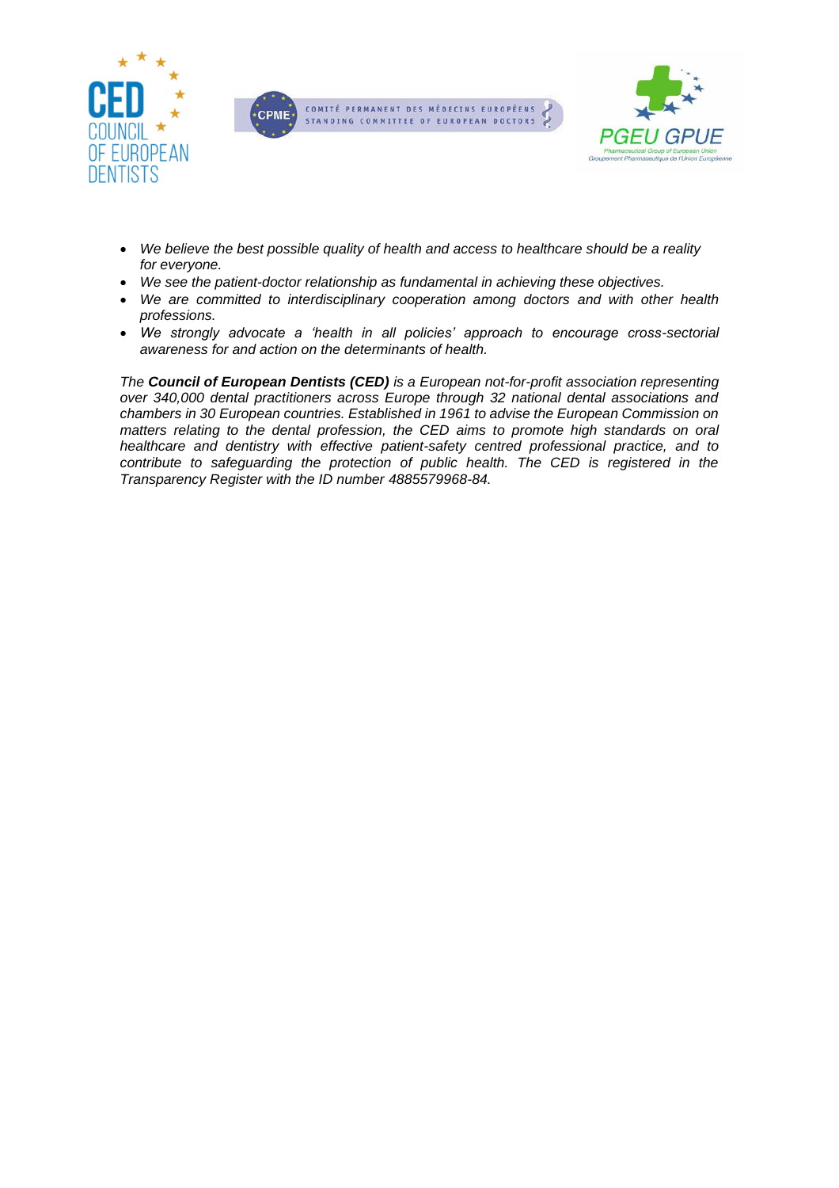- *We believe the best possible quality of health and access to healthcare should be a reality for everyone.*
- *We see the patient-doctor relationship as fundamental in achieving these objectives.*
- *We are committed to interdisciplinary cooperation among doctors and with other health professions.*
- *We strongly advocate a 'health in all policies' approach to encourage cross-sectorial awareness for and action on the determinants of health.*

*The* ***Council of European Dentists (CED)*** *is a European not-for-profit association representing over 340,000 dental practitioners across Europe through 32 national dental associations and chambers in 30 European countries. Established in 1961 to advise the European Commission on matters relating to the dental profession, the CED aims to promote high standards on oral healthcare and dentistry with effective patient-safety centred professional practice, and to contribute to safeguarding the protection of public health. The CED is registered in the Transparency Register with the ID number 4885579968-84.*